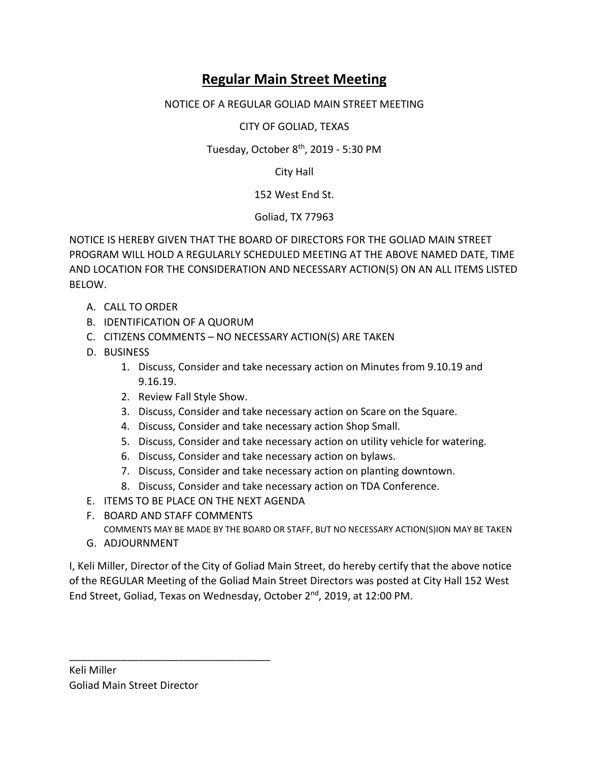# Regular Main Street Meeting

NOTICE OF A REGULAR GOLIAD MAIN STREET MEETING

CITY OF GOLIAD, TEXAS

Tuesday, October 8th, 2019 - 5:30 PM

City Hall

152 West End St.

Goliad, TX 77963

NOTICE IS HEREBY GIVEN THAT THE BOARD OF DIRECTORS FOR THE GOLIAD MAIN STREET PROGRAM WILL HOLD A REGULARLY SCHEDULED MEETING AT THE ABOVE NAMED DATE, TIME AND LOCATION FOR THE CONSIDERATION AND NECESSARY ACTION(S) ON AN ALL ITEMS LISTED BELOW.

A. CALL TO ORDER
B. IDENTIFICATION OF A QUORUM
C. CITIZENS COMMENTS – NO NECESSARY ACTION(S) ARE TAKEN
D. BUSINESS
    1. Discuss, Consider and take necessary action on Minutes from 9.10.19 and 9.16.19.
    2. Review Fall Style Show.
    3. Discuss, Consider and take necessary action on Scare on the Square.
    4. Discuss, Consider and take necessary action Shop Small.
    5. Discuss, Consider and take necessary action on utility vehicle for watering.
    6. Discuss, Consider and take necessary action on bylaws.
    7. Discuss, Consider and take necessary action on planting downtown.
    8. Discuss, Consider and take necessary action on TDA Conference.
E. ITEMS TO BE PLACE ON THE NEXT AGENDA
F. BOARD AND STAFF COMMENTS
   COMMENTS MAY BE MADE BY THE BOARD OR STAFF, BUT NO NECESSARY ACTION(S)ION MAY BE TAKEN
G. ADJOURNMENT

I, Keli Miller, Director of the City of Goliad Main Street, do hereby certify that the above notice of the REGULAR Meeting of the Goliad Main Street Directors was posted at City Hall 152 West End Street, Goliad, Texas on Wednesday, October 2nd, 2019, at 12:00 PM.

___________________________________

Keli Miller
Goliad Main Street Director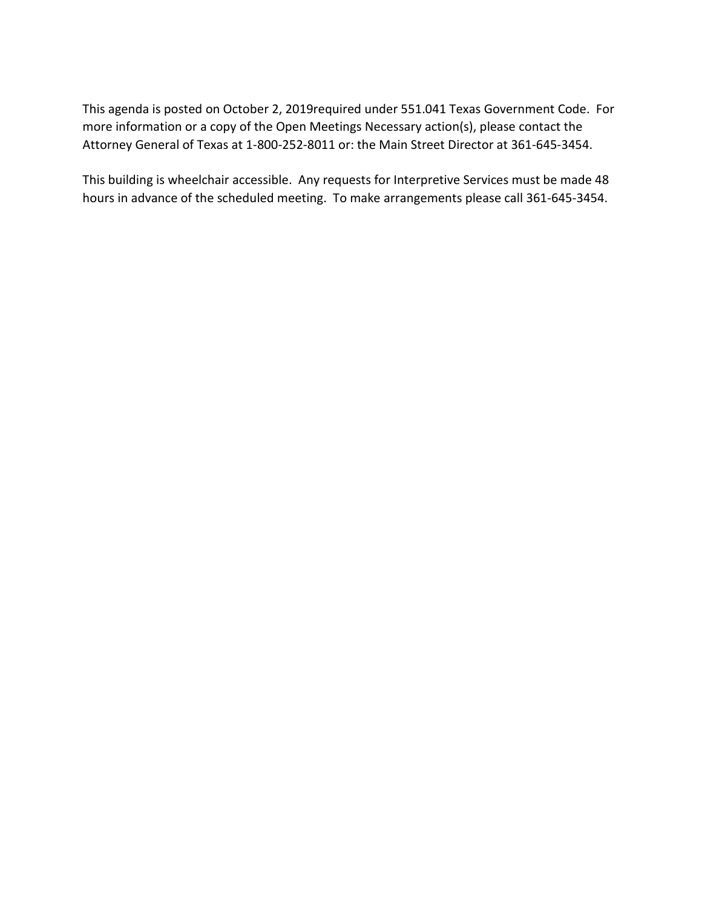This agenda is posted on October 2, 2019required under 551.041 Texas Government Code. For more information or a copy of the Open Meetings Necessary action(s), please contact the Attorney General of Texas at 1-800-252-8011 or: the Main Street Director at 361-645-3454.

This building is wheelchair accessible. Any requests for Interpretive Services must be made 48 hours in advance of the scheduled meeting. To make arrangements please call 361-645-3454.